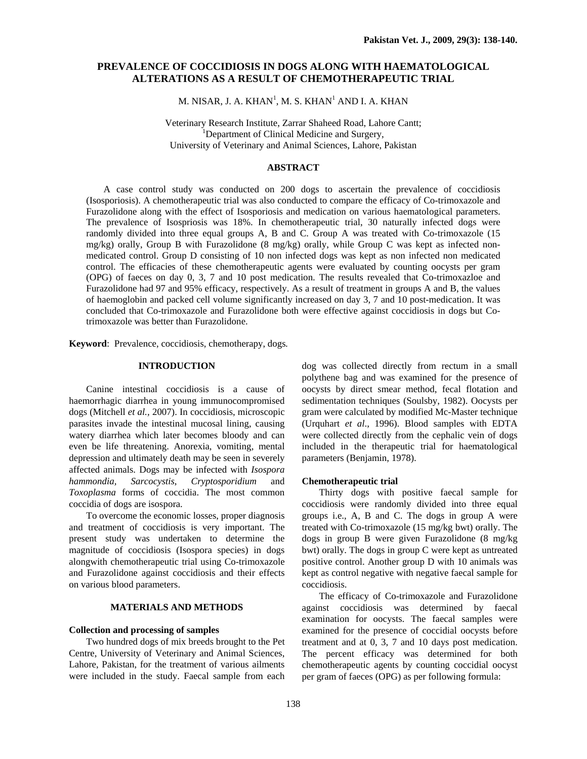# PREVALENCE OF COCCIDIOSIS IN DOGS ALONG WITH HAEMATOLOGICAL ALTERATIONS AS A RESULT OF CHEMOTHERAPEUTIC TRIAL

M. NISAR, J. A. KHAN[1], M. S. KHAN[1] AND I. A. KHAN

Veterinary Research Institute, Zarrar Shaheed Road, Lahore Cantt;
[1]Department of Clinical Medicine and Surgery,
University of Veterinary and Animal Sciences, Lahore, Pakistan

## ABSTRACT

A case control study was conducted on 200 dogs to ascertain the prevalence of coccidiosis (Isosporiosis). A chemotherapeutic trial was also conducted to compare the efficacy of Co-trimoxazole and Furazolidone along with the effect of Isosporiosis and medication on various haematological parameters. The prevalence of Isospriosis was 18%. In chemotherapeutic trial, 30 naturally infected dogs were randomly divided into three equal groups A, B and C. Group A was treated with Co-trimoxazole (15 mg/kg) orally, Group B with Furazolidone (8 mg/kg) orally, while Group C was kept as infected non-medicated control. Group D consisting of 10 non infected dogs was kept as non infected non medicated control. The efficacies of these chemotherapeutic agents were evaluated by counting oocysts per gram (OPG) of faeces on day 0, 3, 7 and 10 post medication. The results revealed that Co-trimoxazloe and Furazolidone had 97 and 95% efficacy, respectively. As a result of treatment in groups A and B, the values of haemoglobin and packed cell volume significantly increased on day 3, 7 and 10 post-medication. It was concluded that Co-trimoxazole and Furazolidone both were effective against coccidiosis in dogs but Co-trimoxazole was better than Furazolidone.

**Keyword**: Prevalence, coccidiosis, chemotherapy, dogs.

## INTRODUCTION

Canine intestinal coccidiosis is a cause of haemorrhagic diarrhea in young immunocompromised dogs (Mitchell *et al.,* 2007). In coccidiosis, microscopic parasites invade the intestinal mucosal lining, causing watery diarrhea which later becomes bloody and can even be life threatening. Anorexia, vomiting, mental depression and ultimately death may be seen in severely affected animals. Dogs may be infected with *Isospora hammondia*, *Sarcocystis*, *Cryptosporidium* and *Toxoplasma* forms of coccidia. The most common coccidia of dogs are isospora.

To overcome the economic losses, proper diagnosis and treatment of coccidiosis is very important. The present study was undertaken to determine the magnitude of coccidiosis (Isospora species) in dogs alongwith chemotherapeutic trial using Co-trimoxazole and Furazolidone against coccidiosis and their effects on various blood parameters.

## MATERIALS AND METHODS

### Collection and processing of samples

Two hundred dogs of mix breeds brought to the Pet Centre, University of Veterinary and Animal Sciences, Lahore, Pakistan, for the treatment of various ailments were included in the study. Faecal sample from each dog was collected directly from rectum in a small polythene bag and was examined for the presence of oocysts by direct smear method, fecal flotation and sedimentation techniques (Soulsby, 1982). Oocysts per gram were calculated by modified Mc-Master technique (Urquhart *et al*., 1996). Blood samples with EDTA were collected directly from the cephalic vein of dogs included in the therapeutic trial for haematological parameters (Benjamin, 1978).

### Chemotherapeutic trial

Thirty dogs with positive faecal sample for coccidiosis were randomly divided into three equal groups i.e., A, B and C. The dogs in group A were treated with Co-trimoxazole (15 mg/kg bwt) orally. The dogs in group B were given Furazolidone (8 mg/kg bwt) orally. The dogs in group C were kept as untreated positive control. Another group D with 10 animals was kept as control negative with negative faecal sample for coccidiosis.

The efficacy of Co-trimoxazole and Furazolidone against coccidiosis was determined by faecal examination for oocysts. The faecal samples were examined for the presence of coccidial oocysts before treatment and at 0, 3, 7 and 10 days post medication. The percent efficacy was determined for both chemotherapeutic agents by counting coccidial oocyst per gram of faeces (OPG) as per following formula: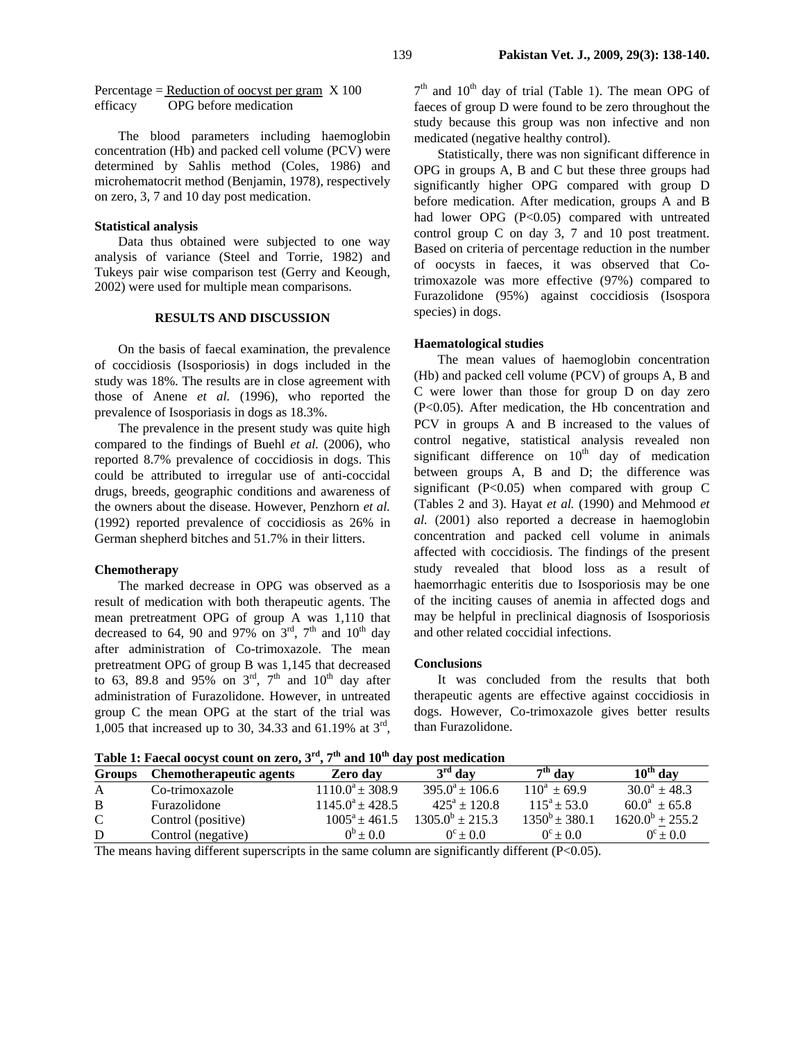$$\text{Percentage efficacy} = \frac{\text{Reduction of oocyst per gram}}{\text{OPG before medication}} \times 100$$

The blood parameters including haemoglobin concentration (Hb) and packed cell volume (PCV) were determined by Sahlis method (Coles, 1986) and microhematocrit method (Benjamin, 1978), respectively on zero, 3, 7 and 10 day post medication.

#### Statistical analysis

Data thus obtained were subjected to one way analysis of variance (Steel and Torrie, 1982) and Tukeys pair wise comparison test (Gerry and Keough, 2002) were used for multiple mean comparisons.

## RESULTS AND DISCUSSION

On the basis of faecal examination, the prevalence of coccidiosis (Isosporiosis) in dogs included in the study was 18%. The results are in close agreement with those of Anene *et al.* (1996), who reported the prevalence of Isosporiasis in dogs as 18.3%.

The prevalence in the present study was quite high compared to the findings of Buehl *et al.* (2006), who reported 8.7% prevalence of coccidiosis in dogs. This could be attributed to irregular use of anti-coccidal drugs, breeds, geographic conditions and awareness of the owners about the disease. However, Penzhorn *et al.* (1992) reported prevalence of coccidiosis as 26% in German shepherd bitches and 51.7% in their litters.

#### Chemotherapy

The marked decrease in OPG was observed as a result of medication with both therapeutic agents. The mean pretreatment OPG of group A was 1,110 that decreased to 64, 90 and 97% on 3rd, 7th and 10th day after administration of Co-trimoxazole. The mean pretreatment OPG of group B was 1,145 that decreased to 63, 89.8 and 95% on 3rd, 7th and 10th day after administration of Furazolidone. However, in untreated group C the mean OPG at the start of the trial was 1,005 that increased up to 30, 34.33 and 61.19% at 3rd, 7th and 10th day of trial (Table 1). The mean OPG of faeces of group D were found to be zero throughout the study because this group was non infective and non medicated (negative healthy control).

Statistically, there was non significant difference in OPG in groups A, B and C but these three groups had significantly higher OPG compared with group D before medication. After medication, groups A and B had lower OPG ($P<0.05$) compared with untreated control group C on day 3, 7 and 10 post treatment. Based on criteria of percentage reduction in the number of oocysts in faeces, it was observed that Co-trimoxazole was more effective (97%) compared to Furazolidone (95%) against coccidiosis (Isospora species) in dogs.

#### Haematological studies

The mean values of haemoglobin concentration (Hb) and packed cell volume (PCV) of groups A, B and C were lower than those for group D on day zero ($P<0.05$). After medication, the Hb concentration and PCV in groups A and B increased to the values of control negative, statistical analysis revealed non significant difference on 10th day of medication between groups A, B and D; the difference was significant ($P<0.05$) when compared with group C (Tables 2 and 3). Hayat *et al.* (1990) and Mehmood *et al.* (2001) also reported a decrease in haemoglobin concentration and packed cell volume in animals affected with coccidiosis. The findings of the present study revealed that blood loss as a result of haemorrhagic enteritis due to Isosporiosis may be one of the inciting causes of anemia in affected dogs and may be helpful in preclinical diagnosis of Isosporiosis and other related coccidial infections.

#### Conclusions

It was concluded from the results that both therapeutic agents are effective against coccidiosis in dogs. However, Co-trimoxazole gives better results than Furazolidone.

**Table 1: Faecal oocyst count on zero, 3rd, 7th and 10th day post medication**

| Groups | Chemotherapeutic agents | Zero day | 3rd day | 7th day | 10th day |
|---|---|---|---|---|---|
| A | Co-trimoxazole | $1110.0^a \pm 308.9$ | $395.0^a \pm 106.6$ | $110^a \pm 69.9$ | $30.0^a \pm 48.3$ |
| B | Furazolidone | $1145.0^a \pm 428.5$ | $425^a \pm 120.8$ | $115^a \pm 53.0$ | $60.0^a \pm 65.8$ |
| C | Control (positive) | $1005^a \pm 461.5$ | $1305.0^b \pm 215.3$ | $1350^b \pm 380.1$ | $1620.0^b \pm 255.2$ |
| D | Control (negative) | $0^b \pm 0.0$ | $0^c \pm 0.0$ | $0^c \pm 0.0$ | $0^c \pm 0.0$ |

The means having different superscripts in the same column are significantly different ($P<0.05$).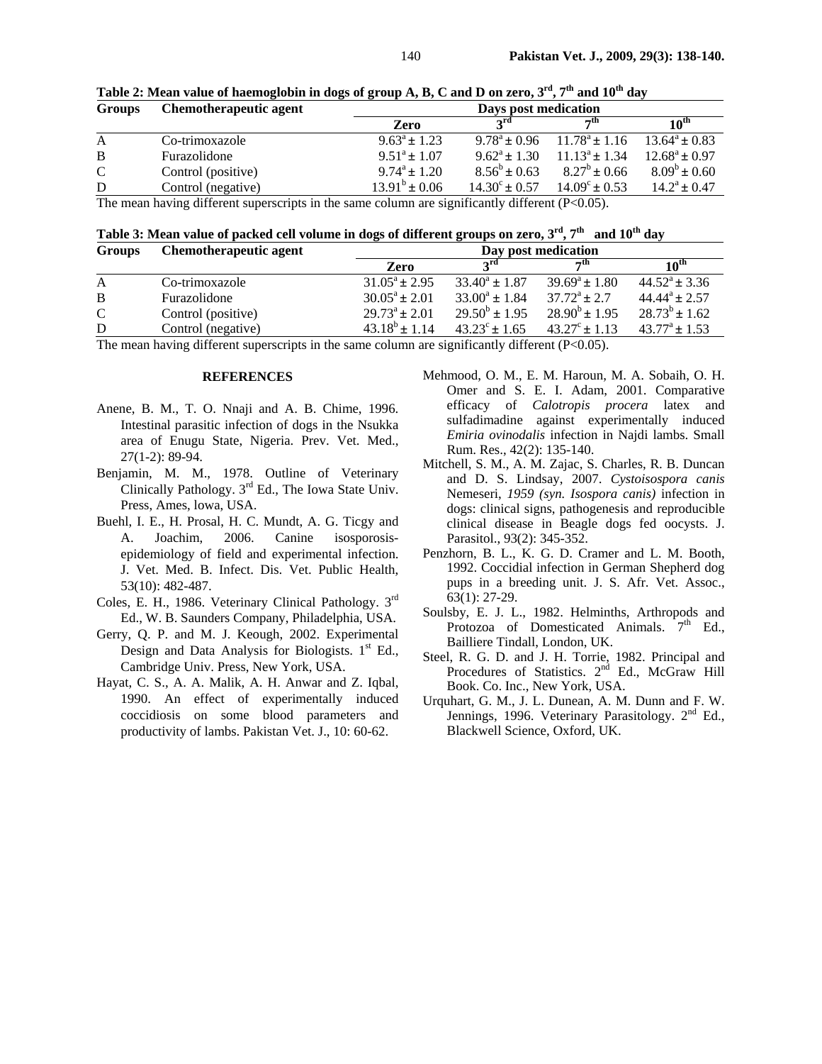**Table 2: Mean value of haemoglobin in dogs of group A, B, C and D on zero, 3rd, 7th and 10th day**

| Groups | Chemotherapeutic agent | Days post medication | | | |
|---|---|---|---|---|---|
| | | Zero | 3rd | 7th | 10th |
| A | Co-trimoxazole | $9.63^{a} \pm 1.23$ | $9.78^{a} \pm 0.96$ | $11.78^{a} \pm 1.16$ | $13.64^{a} \pm 0.83$ |
| B | Furazolidone | $9.51^{a} \pm 1.07$ | $9.62^{a} \pm 1.30$ | $11.13^{a} \pm 1.34$ | $12.68^{a} \pm 0.97$ |
| C | Control (positive) | $9.74^{a} \pm 1.20$ | $8.56^{b} \pm 0.63$ | $8.27^{b} \pm 0.66$ | $8.09^{b} \pm 0.60$ |
| D | Control (negative) | $13.91^{b} \pm 0.06$ | $14.30^{c} \pm 0.57$ | $14.09^{c} \pm 0.53$ | $14.2^{a} \pm 0.47$ |

The mean having different superscripts in the same column are significantly different (P<0.05).

**Table 3: Mean value of packed cell volume in dogs of different groups on zero, 3rd, 7th and 10th day**

| Groups | Chemotherapeutic agent | Day post medication | | | |
|---|---|---|---|---|---|
| | | Zero | 3rd | 7th | 10th |
| A | Co-trimoxazole | $31.05^{a} \pm 2.95$ | $33.40^{a} \pm 1.87$ | $39.69^{a} \pm 1.80$ | $44.52^{a} \pm 3.36$ |
| B | Furazolidone | $30.05^{a} \pm 2.01$ | $33.00^{a} \pm 1.84$ | $37.72^{a} \pm 2.7$ | $44.44^{a} \pm 2.57$ |
| C | Control (positive) | $29.73^{a} \pm 2.01$ | $29.50^{b} \pm 1.95$ | $28.90^{b} \pm 1.95$ | $28.73^{b} \pm 1.62$ |
| D | Control (negative) | $43.18^{b} \pm 1.14$ | $43.23^{c} \pm 1.65$ | $43.27^{c} \pm 1.13$ | $43.77^{a} \pm 1.53$ |

The mean having different superscripts in the same column are significantly different (P<0.05).

## REFERENCES

Anene, B. M., T. O. Nnaji and A. B. Chime, 1996. Intestinal parasitic infection of dogs in the Nsukka area of Enugu State, Nigeria. Prev. Vet. Med., 27(1-2): 89-94.

Benjamin, M. M., 1978. Outline of Veterinary Clinically Pathology. 3rd Ed., The Iowa State Univ. Press, Ames, lowa, USA.

Buehl, I. E., H. Prosal, H. C. Mundt, A. G. Ticgy and A. Joachim, 2006. Canine isosporosis-epidemiology of field and experimental infection. J. Vet. Med. B. Infect. Dis. Vet. Public Health, 53(10): 482-487.

Coles, E. H., 1986. Veterinary Clinical Pathology. 3rd Ed., W. B. Saunders Company, Philadelphia, USA.

Gerry, Q. P. and M. J. Keough, 2002. Experimental Design and Data Analysis for Biologists. 1st Ed., Cambridge Univ. Press, New York, USA.

Hayat, C. S., A. A. Malik, A. H. Anwar and Z. Iqbal, 1990. An effect of experimentally induced coccidiosis on some blood parameters and productivity of lambs. Pakistan Vet. J., 10: 60-62.

Mehmood, O. M., E. M. Haroun, M. A. Sobaih, O. H. Omer and S. E. I. Adam, 2001. Comparative efficacy of *Calotropis procera* latex and sulfadimadine against experimentally induced *Emiria ovinodalis* infection in Najdi lambs. Small Rum. Res., 42(2): 135-140.

Mitchell, S. M., A. M. Zajac, S. Charles, R. B. Duncan and D. S. Lindsay, 2007. *Cystoisospora canis* Nemeseri, *1959 (syn. Isospora canis)* infection in dogs: clinical signs, pathogenesis and reproducible clinical disease in Beagle dogs fed oocysts. J. Parasitol., 93(2): 345-352.

Penzhorn, B. L., K. G. D. Cramer and L. M. Booth, 1992. Coccidial infection in German Shepherd dog pups in a breeding unit. J. S. Afr. Vet. Assoc., 63(1): 27-29.

Soulsby, E. J. L., 1982. Helminths, Arthropods and Protozoa of Domesticated Animals. 7th Ed., Bailliere Tindall, London, UK.

Steel, R. G. D. and J. H. Torrie, 1982. Principal and Procedures of Statistics. 2nd Ed., McGraw Hill Book. Co. Inc., New York, USA.

Urquhart, G. M., J. L. Dunean, A. M. Dunn and F. W. Jennings, 1996. Veterinary Parasitology. 2nd Ed., Blackwell Science, Oxford, UK.